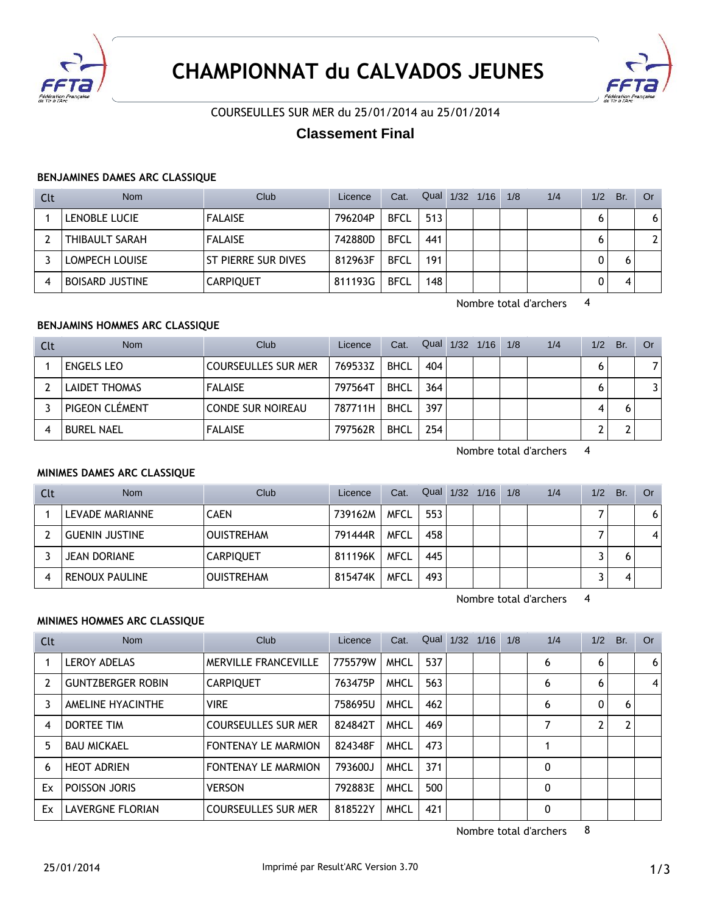# CHAMPIONNAT du CALVADOS JEUNES

COURSEULLES SUR MER du 25/01/2014 au 25/01/2014

## Classement Final

### BENJAMINES DAMES ARC CLASSIQUE

| Clt | Nom | Club | Licence | Cat. | Qual | 1/32 | 1/16 | 1/8 | 1/4 | 1/2 | Br. | Or |
|---|---|---|---|---|---|---|---|---|---|---|---|---|
| 1 | LENOBLE LUCIE | FALAISE | 796204P | BFCL | 513 | | | | | 6 | | 6 |
| 2 | THIBAULT SARAH | FALAISE | 742880D | BFCL | 441 | | | | | 6 | | 2 |
| 3 | LOMPECH LOUISE | ST PIERRE SUR DIVES | 812963F | BFCL | 191 | | | | | 0 | 6 | |
| 4 | BOISARD JUSTINE | CARPIQUET | 811193G | BFCL | 148 | | | | | 0 | 4 | |

Nombre total d'archers 4

### BENJAMINS HOMMES ARC CLASSIQUE

| Clt | Nom | Club | Licence | Cat. | Qual | 1/32 | 1/16 | 1/8 | 1/4 | 1/2 | Br. | Or |
|---|---|---|---|---|---|---|---|---|---|---|---|---|
| 1 | ENGELS LEO | COURSEULLES SUR MER | 769533Z | BHCL | 404 | | | | | 6 | | 7 |
| 2 | LAIDET THOMAS | FALAISE | 797564T | BHCL | 364 | | | | | 6 | | 3 |
| 3 | PIGEON CLÉMENT | CONDE SUR NOIREAU | 787711H | BHCL | 397 | | | | | 4 | 6 | |
| 4 | BUREL NAEL | FALAISE | 797562R | BHCL | 254 | | | | | 2 | 2 | |

Nombre total d'archers 4

### MINIMES DAMES ARC CLASSIQUE

| Clt | Nom | Club | Licence | Cat. | Qual | 1/32 | 1/16 | 1/8 | 1/4 | 1/2 | Br. | Or |
|---|---|---|---|---|---|---|---|---|---|---|---|---|
| 1 | LEVADE MARIANNE | CAEN | 739162M | MFCL | 553 | | | | | 7 | | 6 |
| 2 | GUENIN JUSTINE | OUISTREHAM | 791444R | MFCL | 458 | | | | | 7 | | 4 |
| 3 | JEAN DORIANE | CARPIQUET | 811196K | MFCL | 445 | | | | | 3 | 6 | |
| 4 | RENOUX PAULINE | OUISTREHAM | 815474K | MFCL | 493 | | | | | 3 | 4 | |

Nombre total d'archers 4

### MINIMES HOMMES ARC CLASSIQUE

| Clt | Nom | Club | Licence | Cat. | Qual | 1/32 | 1/16 | 1/8 | 1/4 | 1/2 | Br. | Or |
|---|---|---|---|---|---|---|---|---|---|---|---|---|
| 1 | LEROY ADELAS | MERVILLE FRANCEVILLE | 775579W | MHCL | 537 | | | | 6 | 6 | | 6 |
| 2 | GUNTZBERGER ROBIN | CARPIQUET | 763475P | MHCL | 563 | | | | 6 | 6 | | 4 |
| 3 | AMELINE HYACINTHE | VIRE | 758695U | MHCL | 462 | | | | 6 | 0 | 6 | |
| 4 | DORTEE TIM | COURSEULLES SUR MER | 824842T | MHCL | 469 | | | | 7 | 2 | 2 | |
| 5 | BAU MICKAEL | FONTENAY LE MARMION | 824348F | MHCL | 473 | | | | 1 | | | |
| 6 | HEOT ADRIEN | FONTENAY LE MARMION | 793600J | MHCL | 371 | | | | 0 | | | |
| Ex | POISSON JORIS | VERSON | 792883E | MHCL | 500 | | | | 0 | | | |
| Ex | LAVERGNE FLORIAN | COURSEULLES SUR MER | 818522Y | MHCL | 421 | | | | 0 | | | |

Nombre total d'archers 8

25/01/2014 Imprimé par Result'ARC Version 3.70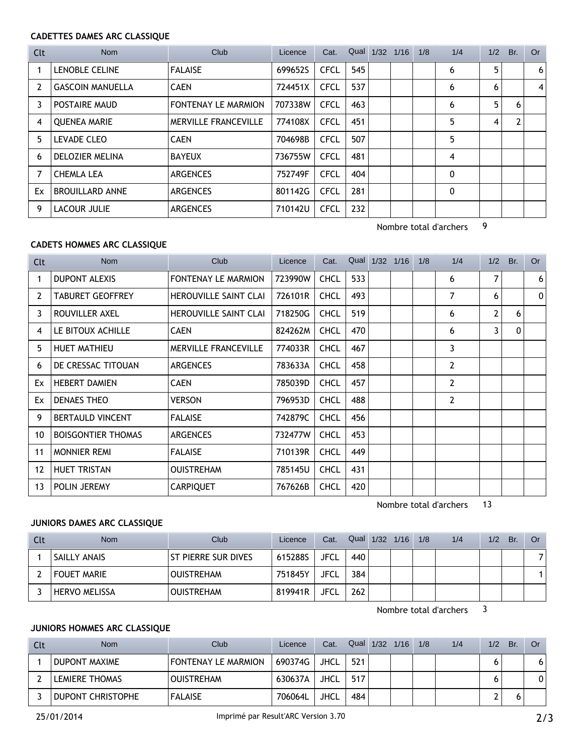### CADETTES DAMES ARC CLASSIQUE

| Clt | Nom | Club | Licence | Cat. | Qual | 1/32 | 1/16 | 1/8 | 1/4 | 1/2 | Br. | Or |
|---|---|---|---|---|---|---|---|---|---|---|---|---|
| 1 | LENOBLE CELINE | FALAISE | 699652S | CFCL | 545 | | | | 6 | 5 | | 6 |
| 2 | GASCOIN MANUELLA | CAEN | 724451X | CFCL | 537 | | | | 6 | 6 | | 4 |
| 3 | POSTAIRE MAUD | FONTENAY LE MARMION | 707338W | CFCL | 463 | | | | 6 | 5 | 6 | |
| 4 | QUENEA MARIE | MERVILLE FRANCEVILLE | 774108X | CFCL | 451 | | | | 5 | 4 | 2 | |
| 5 | LEVADE CLEO | CAEN | 704698B | CFCL | 507 | | | | 5 | | | |
| 6 | DELOZIER MELINA | BAYEUX | 736755W | CFCL | 481 | | | | 4 | | | |
| 7 | CHEMLA LEA | ARGENCES | 752749F | CFCL | 404 | | | | 0 | | | |
| Ex | BROUILLARD ANNE | ARGENCES | 801142G | CFCL | 281 | | | | 0 | | | |
| 9 | LACOUR JULIE | ARGENCES | 710142U | CFCL | 232 | | | | | | | |

Nombre total d'archers 9

### CADETS HOMMES ARC CLASSIQUE

| Clt | Nom | Club | Licence | Cat. | Qual | 1/32 | 1/16 | 1/8 | 1/4 | 1/2 | Br. | Or |
|---|---|---|---|---|---|---|---|---|---|---|---|---|
| 1 | DUPONT ALEXIS | FONTENAY LE MARMION | 723990W | CHCL | 533 | | | | 6 | 7 | | 6 |
| 2 | TABURET GEOFFREY | HEROUVILLE SAINT CLAI | 726101R | CHCL | 493 | | | | 7 | 6 | | 0 |
| 3 | ROUVILLER AXEL | HEROUVILLE SAINT CLAI | 718250G | CHCL | 519 | | | | 6 | 2 | 6 | |
| 4 | LE BITOUX ACHILLE | CAEN | 824262M | CHCL | 470 | | | | 6 | 3 | 0 | |
| 5 | HUET MATHIEU | MERVILLE FRANCEVILLE | 774033R | CHCL | 467 | | | | 3 | | | |
| 6 | DE CRESSAC TITOUAN | ARGENCES | 783633A | CHCL | 458 | | | | 2 | | | |
| Ex | HEBERT DAMIEN | CAEN | 785039D | CHCL | 457 | | | | 2 | | | |
| Ex | DENAES THEO | VERSON | 796953D | CHCL | 488 | | | | 2 | | | |
| 9 | BERTAULD VINCENT | FALAISE | 742879C | CHCL | 456 | | | | | | | |
| 10 | BOISGONTIER THOMAS | ARGENCES | 732477W | CHCL | 453 | | | | | | | |
| 11 | MONNIER REMI | FALAISE | 710139R | CHCL | 449 | | | | | | | |
| 12 | HUET TRISTAN | OUISTREHAM | 785145U | CHCL | 431 | | | | | | | |
| 13 | POLIN JEREMY | CARPIQUET | 767626B | CHCL | 420 | | | | | | | |

Nombre total d'archers 13

### JUNIORS DAMES ARC CLASSIQUE

| Clt | Nom | Club | Licence | Cat. | Qual | 1/32 | 1/16 | 1/8 | 1/4 | 1/2 | Br. | Or |
|---|---|---|---|---|---|---|---|---|---|---|---|---|
| 1 | SAILLY ANAIS | ST PIERRE SUR DIVES | 615288S | JFCL | 440 | | | | | | | 7 |
| 2 | FOUET MARIE | OUISTREHAM | 751845Y | JFCL | 384 | | | | | | | 1 |
| 3 | HERVO MELISSA | OUISTREHAM | 819941R | JFCL | 262 | | | | | | | |

Nombre total d'archers 3

### JUNIORS HOMMES ARC CLASSIQUE

| Clt | Nom | Club | Licence | Cat. | Qual | 1/32 | 1/16 | 1/8 | 1/4 | 1/2 | Br. | Or |
|---|---|---|---|---|---|---|---|---|---|---|---|---|
| 1 | DUPONT MAXIME | FONTENAY LE MARMION | 690374G | JHCL | 521 | | | | | 6 | | 6 |
| 2 | LEMIERE THOMAS | OUISTREHAM | 630637A | JHCL | 517 | | | | | 6 | | 0 |
| 3 | DUPONT CHRISTOPHE | FALAISE | 706064L | JHCL | 484 | | | | | 2 | 6 | |

25/01/2014 Imprimé par Result'ARC Version 3.70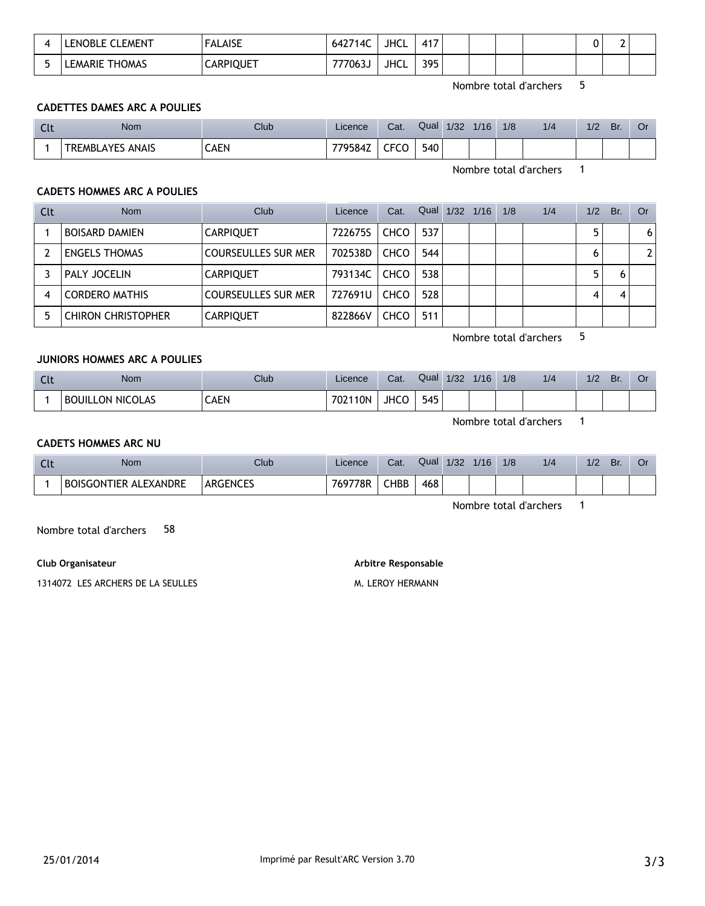| Clt | Nom | Club | Licence | Cat. | Qual | 1/32 | 1/16 | 1/8 | 1/4 | 1/2 | Br. | Or |
|---|---|---|---|---|---|---|---|---|---|---|---|---|
| 4 | LENOBLE CLEMENT | FALAISE | 642714C | JHCL | 417 | | | | | 0 | 2 | |
| 5 | LEMARIE THOMAS | CARPIQUET | 777063J | JHCL | 395 | | | | | | | |

Nombre total d'archers 5

### CADETTES DAMES ARC A POULIES

| Clt | Nom | Club | Licence | Cat. | Qual | 1/32 | 1/16 | 1/8 | 1/4 | 1/2 | Br. | Or |
|---|---|---|---|---|---|---|---|---|---|---|---|---|
| 1 | TREMBLAYES ANAIS | CAEN | 779584Z | CFCO | 540 | | | | | | | |

Nombre total d'archers 1

### CADETS HOMMES ARC A POULIES

| Clt | Nom | Club | Licence | Cat. | Qual | 1/32 | 1/16 | 1/8 | 1/4 | 1/2 | Br. | Or |
|---|---|---|---|---|---|---|---|---|---|---|---|---|
| 1 | BOISARD DAMIEN | CARPIQUET | 722675S | CHCO | 537 | | | | | 5 | | 6 |
| 2 | ENGELS THOMAS | COURSEULLES SUR MER | 702538D | CHCO | 544 | | | | | 6 | | 2 |
| 3 | PALY JOCELIN | CARPIQUET | 793134C | CHCO | 538 | | | | | 5 | 6 | |
| 4 | CORDERO MATHIS | COURSEULLES SUR MER | 727691U | CHCO | 528 | | | | | 4 | 4 | |
| 5 | CHIRON CHRISTOPHER | CARPIQUET | 822866V | CHCO | 511 | | | | | | | |

Nombre total d'archers 5

### JUNIORS HOMMES ARC A POULIES

| Clt | Nom | Club | Licence | Cat. | Qual | 1/32 | 1/16 | 1/8 | 1/4 | 1/2 | Br. | Or |
|---|---|---|---|---|---|---|---|---|---|---|---|---|
| 1 | BOUILLON NICOLAS | CAEN | 702110N | JHCO | 545 | | | | | | | |

Nombre total d'archers 1

### CADETS HOMMES ARC NU

| Clt | Nom | Club | Licence | Cat. | Qual | 1/32 | 1/16 | 1/8 | 1/4 | 1/2 | Br. | Or |
|---|---|---|---|---|---|---|---|---|---|---|---|---|
| 1 | BOISGONTIER ALEXANDRE | ARGENCES | 769778R | CHBB | 468 | | | | | | | |

Nombre total d'archers 1

Nombre total d'archers 58

**Club Organisateur**

1314072 LES ARCHERS DE LA SEULLES

**Arbitre Responsable**

M. LEROY HERMANN

25/01/2014 Imprimé par Result'ARC Version 3.70